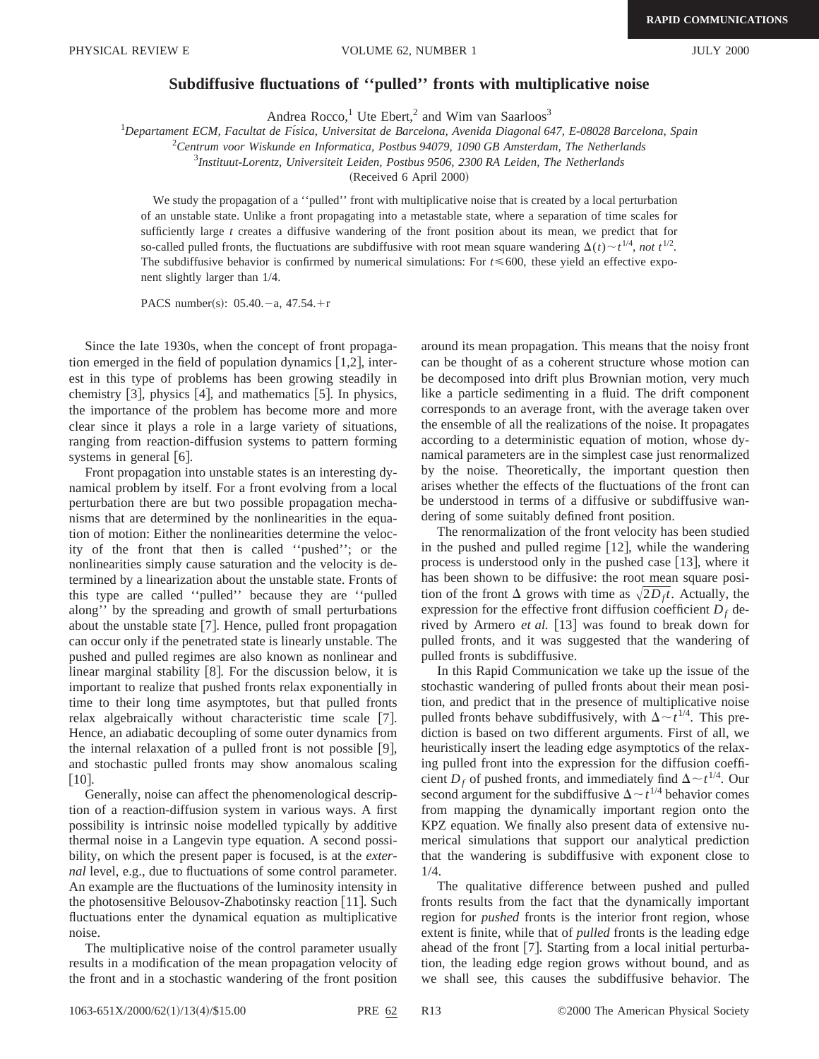# Subdiffusive fluctuations of "pulled" fronts with multiplicative noise

Andrea Rocco,[1] Ute Ebert,[2] and Wim van Saarloos[3]

[1]*Departament ECM, Facultat de Física, Universitat de Barcelona, Avenida Diagonal 647, E-08028 Barcelona, Spain*
[2]*Centrum voor Wiskunde en Informatica, Postbus 94079, 1090 GB Amsterdam, The Netherlands*
[3]*Instituut-Lorentz, Universiteit Leiden, Postbus 9506, 2300 RA Leiden, The Netherlands*

(Received 6 April 2000)

We study the propagation of a "pulled" front with multiplicative noise that is created by a local perturbation of an unstable state. Unlike a front propagating into a metastable state, where a separation of time scales for sufficiently large $t$ creates a diffusive wandering of the front position about its mean, we predict that for so-called pulled fronts, the fluctuations are subdiffusive with root mean square wandering $\Delta(t)\sim t^{1/4}$, *not* $t^{1/2}$. The subdiffusive behavior is confirmed by numerical simulations: For $t\lesssim 600$, these yield an effective exponent slightly larger than 1/4.

PACS number(s): 05.40.−a, 47.54.+r

Since the late 1930s, when the concept of front propagation emerged in the field of population dynamics [1,2], interest in this type of problems has been growing steadily in chemistry [3], physics [4], and mathematics [5]. In physics, the importance of the problem has become more and more clear since it plays a role in a large variety of situations, ranging from reaction-diffusion systems to pattern forming systems in general [6].

Front propagation into unstable states is an interesting dynamical problem by itself. For a front evolving from a local perturbation there are but two possible propagation mechanisms that are determined by the nonlinearities in the equation of motion: Either the nonlinearities determine the velocity of the front that then is called "pushed"; or the nonlinearities simply cause saturation and the velocity is determined by a linearization about the unstable state. Fronts of this type are called "pulled" because they are "pulled along" by the spreading and growth of small perturbations about the unstable state [7]. Hence, pulled front propagation can occur only if the penetrated state is linearly unstable. The pushed and pulled regimes are also known as nonlinear and linear marginal stability [8]. For the discussion below, it is important to realize that pushed fronts relax exponentially in time to their long time asymptotes, but that pulled fronts relax algebraically without characteristic time scale [7]. Hence, an adiabatic decoupling of some outer dynamics from the internal relaxation of a pulled front is not possible [9], and stochastic pulled fronts may show anomalous scaling [10].

Generally, noise can affect the phenomenological description of a reaction-diffusion system in various ways. A first possibility is intrinsic noise modelled typically by additive thermal noise in a Langevin type equation. A second possibility, on which the present paper is focused, is at the *external* level, e.g., due to fluctuations of some control parameter. An example are the fluctuations of the luminosity intensity in the photosensitive Belousov-Zhabotinsky reaction [11]. Such fluctuations enter the dynamical equation as multiplicative noise.

The multiplicative noise of the control parameter usually results in a modification of the mean propagation velocity of the front and in a stochastic wandering of the front position around its mean propagation. This means that the noisy front can be thought of as a coherent structure whose motion can be decomposed into drift plus Brownian motion, very much like a particle sedimenting in a fluid. The drift component corresponds to an average front, with the average taken over the ensemble of all the realizations of the noise. It propagates according to a deterministic equation of motion, whose dynamical parameters are in the simplest case just renormalized by the noise. Theoretically, the important question then arises whether the effects of the fluctuations of the front can be understood in terms of a diffusive or subdiffusive wandering of some suitably defined front position.

The renormalization of the front velocity has been studied in the pushed and pulled regime [12], while the wandering process is understood only in the pushed case [13], where it has been shown to be diffusive: the root mean square position of the front $\Delta$ grows with time as $\sqrt{2D_f t}$. Actually, the expression for the effective front diffusion coefficient $D_f$ derived by Armero *et al.* [13] was found to break down for pulled fronts, and it was suggested that the wandering of pulled fronts is subdiffusive.

In this Rapid Communication we take up the issue of the stochastic wandering of pulled fronts about their mean position, and predict that in the presence of multiplicative noise pulled fronts behave subdiffusively, with $\Delta\sim t^{1/4}$. This prediction is based on two different arguments. First of all, we heuristically insert the leading edge asymptotics of the relaxing pulled front into the expression for the diffusion coefficient $D_f$ of pushed fronts, and immediately find $\Delta\sim t^{1/4}$. Our second argument for the subdiffusive $\Delta\sim t^{1/4}$ behavior comes from mapping the dynamically important region onto the KPZ equation. We finally also present data of extensive numerical simulations that support our analytical prediction that the wandering is subdiffusive with exponent close to 1/4.

The qualitative difference between pushed and pulled fronts results from the fact that the dynamically important region for *pushed* fronts is the interior front region, whose extent is finite, while that of *pulled* fronts is the leading edge ahead of the front [7]. Starting from a local initial perturbation, the leading edge region grows without bound, and as we shall see, this causes the subdiffusive behavior. The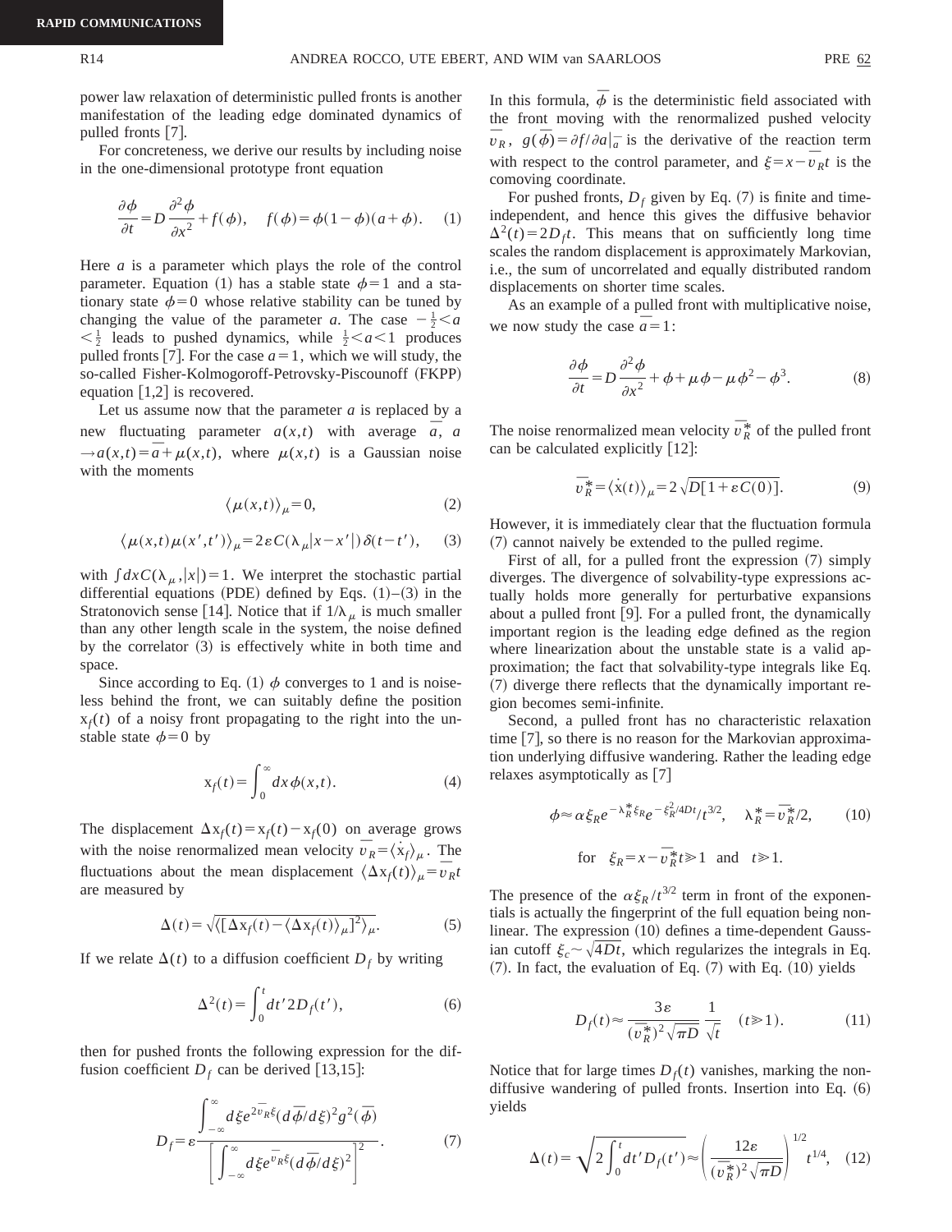power law relaxation of deterministic pulled fronts is another manifestation of the leading edge dominated dynamics of pulled fronts [7].

For concreteness, we derive our results by including noise in the one-dimensional prototype front equation

$$\frac{\partial \phi}{\partial t} = D\frac{\partial^2 \phi}{\partial x^2} + f(\phi), \quad f(\phi) = \phi(1-\phi)(a+\phi). \qquad (1)$$

Here $a$ is a parameter which plays the role of the control parameter. Equation (1) has a stable state $\phi = 1$ and a stationary state $\phi = 0$ whose relative stability can be tuned by changing the value of the parameter $a$. The case $-\frac{1}{2} < a < \frac{1}{2}$ leads to pushed dynamics, while $\frac{1}{2} < a < 1$ produces pulled fronts [7]. For the case $a = 1$, which we will study, the so-called Fisher-Kolmogoroff-Petrovsky-Piscounoff (FKPP) equation [1,2] is recovered.

Let us assume now that the parameter $a$ is replaced by a new fluctuating parameter $a(x,t)$ with average $\overline{a}$, $a \to a(x,t) = \overline{a} + \mu(x,t)$, where $\mu(x,t)$ is a Gaussian noise with the moments

$$\langle \mu(x,t) \rangle_\mu = 0, \qquad (2)$$

$$\langle \mu(x,t)\mu(x',t') \rangle_\mu = 2\varepsilon C(\lambda_\mu |x-x'|)\,\delta(t-t'), \qquad (3)$$

with $\int dx C(\lambda_\mu, |x|) = 1$. We interpret the stochastic partial differential equations (PDE) defined by Eqs. (1)–(3) in the Stratonovich sense [14]. Notice that if $1/\lambda_\mu$ is much smaller than any other length scale in the system, the noise defined by the correlator (3) is effectively white in both time and space.

Since according to Eq. (1) $\phi$ converges to 1 and is noiseless behind the front, we can suitably define the position $\mathrm{x}_f(t)$ of a noisy front propagating to the right into the unstable state $\phi = 0$ by

$$\mathrm{x}_f(t) = \int_0^\infty dx\, \phi(x,t). \qquad (4)$$

The displacement $\Delta \mathrm{x}_f(t) = \mathrm{x}_f(t) - \mathrm{x}_f(0)$ on average grows with the noise renormalized mean velocity $\overline{v}_R = \langle \dot{\mathrm{x}}_f \rangle_\mu$. The fluctuations about the mean displacement $\langle \Delta \mathrm{x}_f(t) \rangle_\mu = \overline{v}_R t$ are measured by

$$\Delta(t) = \sqrt{\langle [\Delta \mathrm{x}_f(t) - \langle \Delta \mathrm{x}_f(t) \rangle_\mu]^2 \rangle_\mu}. \qquad (5)$$

If we relate $\Delta(t)$ to a diffusion coefficient $D_f$ by writing

$$\Delta^2(t) = \int_0^t dt' 2D_f(t'), \qquad (6)$$

then for pushed fronts the following expression for the diffusion coefficient $D_f$ can be derived [13,15]:

$$D_f = \varepsilon \frac{\int_{-\infty}^{\infty} d\xi e^{2\overline{v}_R \xi}(d\overline{\phi}/d\xi)^2 g^2(\overline{\phi})}{\left[\int_{-\infty}^{\infty} d\xi e^{\overline{v}_R \xi}(d\overline{\phi}/d\xi)^2\right]^2}. \qquad (7)$$

In this formula, $\overline{\phi}$ is the deterministic field associated with the front moving with the renormalized pushed velocity $\overline{v}_R$, $g(\overline{\phi}) = \partial f/\partial a|_{\overline{a}}$ is the derivative of the reaction term with respect to the control parameter, and $\xi = x - \overline{v}_R t$ is the comoving coordinate.

For pushed fronts, $D_f$ given by Eq. (7) is finite and time-independent, and hence this gives the diffusive behavior $\Delta^2(t) = 2D_f t$. This means that on sufficiently long time scales the random displacement is approximately Markovian, i.e., the sum of uncorrelated and equally distributed random displacements on shorter time scales.

As an example of a pulled front with multiplicative noise, we now study the case $\overline{a} = 1$:

$$\frac{\partial \phi}{\partial t} = D\frac{\partial^2 \phi}{\partial x^2} + \phi + \mu\phi - \mu\phi^2 - \phi^3. \qquad (8)$$

The noise renormalized mean velocity $\overline{v}_R^*$ of the pulled front can be calculated explicitly [12]:

$$\overline{v}_R^* = \langle \dot{\mathrm{x}}(t) \rangle_\mu = 2\sqrt{D[1+\varepsilon C(0)]}. \qquad (9)$$

However, it is immediately clear that the fluctuation formula (7) cannot naively be extended to the pulled regime.

First of all, for a pulled front the expression (7) simply diverges. The divergence of solvability-type expressions actually holds more generally for perturbative expansions about a pulled front [9]. For a pulled front, the dynamically important region is the leading edge defined as the region where linearization about the unstable state is a valid approximation; the fact that solvability-type integrals like Eq. (7) diverge there reflects that the dynamically important region becomes semi-infinite.

Second, a pulled front has no characteristic relaxation time [7], so there is no reason for the Markovian approximation underlying diffusive wandering. Rather the leading edge relaxes asymptotically as [7]

$$\phi \approx \alpha \xi_R e^{-\lambda_R^* \xi_R} e^{-\xi_R^2/4Dt}/t^{3/2}, \quad \lambda_R^* = \overline{v}_R^*/2, \qquad (10)$$

$$\text{for} \quad \xi_R = x - \overline{v}_R^* t \gg 1 \quad \text{and} \quad t \gg 1.$$

The presence of the $\alpha \xi_R / t^{3/2}$ term in front of the exponentials is actually the fingerprint of the full equation being nonlinear. The expression (10) defines a time-dependent Gaussian cutoff $\xi_c \sim \sqrt{4Dt}$, which regularizes the integrals in Eq. (7). In fact, the evaluation of Eq. (7) with Eq. (10) yields

$$D_f(t) \approx \frac{3\varepsilon}{(\overline{v}_R^*)^2 \sqrt{\pi D}} \frac{1}{\sqrt{t}} \quad (t \gg 1). \qquad (11)$$

Notice that for large times $D_f(t)$ vanishes, marking the nondiffusive wandering of pulled fronts. Insertion into Eq. (6) yields

$$\Delta(t) = \sqrt{2\int_0^t dt' D_f(t')} \approx \left(\frac{12\varepsilon}{(\overline{v}_R^*)^2 \sqrt{\pi D}}\right)^{1/2} t^{1/4}, \quad (12)$$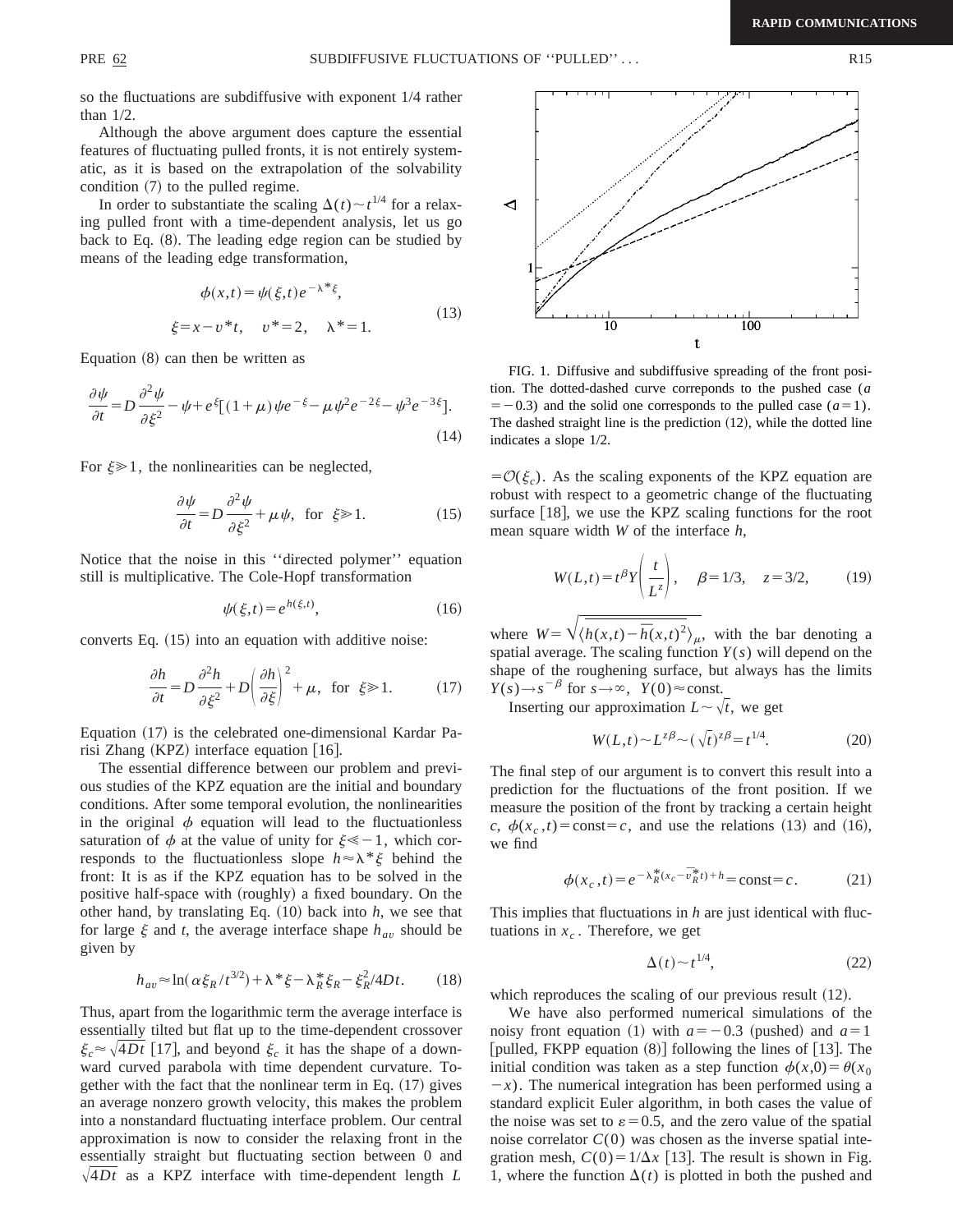so the fluctuations are subdiffusive with exponent 1/4 rather than 1/2.

Although the above argument does capture the essential features of fluctuating pulled fronts, it is not entirely systematic, as it is based on the extrapolation of the solvability condition (7) to the pulled regime.

In order to substantiate the scaling $\Delta(t) \sim t^{1/4}$ for a relaxing pulled front with a time-dependent analysis, let us go back to Eq. (8). The leading edge region can be studied by means of the leading edge transformation,

$$\phi(x,t) = \psi(\xi,t) e^{-\lambda^* \xi},$$
$$\xi = x - v^* t, \quad v^* = 2, \quad \lambda^* = 1. \tag{13}$$

Equation (8) can then be written as

$$\frac{\partial \psi}{\partial t} = D \frac{\partial^2 \psi}{\partial \xi^2} - \psi + e^{\xi}[(1+\mu)\psi e^{-\xi} - \mu \psi^2 e^{-2\xi} - \psi^3 e^{-3\xi}]. \tag{14}$$

For $\xi \gg 1$, the nonlinearities can be neglected,

$$\frac{\partial \psi}{\partial t} = D \frac{\partial^2 \psi}{\partial \xi^2} + \mu \psi, \quad \text{for} \quad \xi \gg 1. \tag{15}$$

Notice that the noise in this "directed polymer" equation still is multiplicative. The Cole-Hopf transformation

$$\psi(\xi,t) = e^{h(\xi,t)}, \tag{16}$$

converts Eq. (15) into an equation with additive noise:

$$\frac{\partial h}{\partial t} = D \frac{\partial^2 h}{\partial \xi^2} + D \left( \frac{\partial h}{\partial \xi} \right)^2 + \mu, \quad \text{for} \quad \xi \gg 1. \tag{17}$$

Equation (17) is the celebrated one-dimensional Kardar Parisi Zhang (KPZ) interface equation [16].

The essential difference between our problem and previous studies of the KPZ equation are the initial and boundary conditions. After some temporal evolution, the nonlinearities in the original $\phi$ equation will lead to the fluctuationless saturation of $\phi$ at the value of unity for $\xi \ll -1$, which corresponds to the fluctuationless slope $h \approx \lambda^* \xi$ behind the front: It is as if the KPZ equation has to be solved in the positive half-space with (roughly) a fixed boundary. On the other hand, by translating Eq. (10) back into $h$, we see that for large $\xi$ and $t$, the average interface shape $h_{av}$ should be given by

$$h_{av} \approx \ln(\alpha \xi_R / t^{3/2}) + \lambda^* \xi - \lambda_R^* \xi_R - \xi_R^2 / 4Dt. \tag{18}$$

Thus, apart from the logarithmic term the average interface is essentially tilted but flat up to the time-dependent crossover $\xi_c \approx \sqrt{4Dt}$ [17], and beyond $\xi_c$ it has the shape of a downward curved parabola with time dependent curvature. Together with the fact that the nonlinear term in Eq. (17) gives an average nonzero growth velocity, this makes the problem into a nonstandard fluctuating interface problem. Our central approximation is now to consider the relaxing front in the essentially straight but fluctuating section between 0 and $\sqrt{4Dt}$ as a KPZ interface with time-dependent length $L = \mathcal{O}(\xi_c)$. As the scaling exponents of the KPZ equation are robust with respect to a geometric change of the fluctuating surface [18], we use the KPZ scaling functions for the root mean square width $W$ of the interface $h$,

$$W(L,t) = t^{\beta} Y\left( \frac{t}{L^z} \right), \quad \beta = 1/3, \quad z = 3/2, \tag{19}$$

where $W = \sqrt{\langle \overline{h(x,t) - \overline{h}(x,t)^2} \rangle_\mu}$, with the bar denoting a spatial average. The scaling function $Y(s)$ will depend on the shape of the roughening surface, but always has the limits $Y(s) \to s^{-\beta}$ for $s \to \infty$, $Y(0) \approx$ const.

Inserting our approximation $L \sim \sqrt{t}$, we get

$$W(L,t) \sim L^{z\beta} \sim (\sqrt{t})^{z\beta} = t^{1/4}. \tag{20}$$

The final step of our argument is to convert this result into a prediction for the fluctuations of the front position. If we measure the position of the front by tracking a certain height $c$, $\phi(x_c,t) = \text{const} = c$, and use the relations (13) and (16), we find

$$\phi(x_c,t) = e^{-\lambda_R^*(x_c - \overline{v}_R^* t) + h} = \text{const} = c. \tag{21}$$

This implies that fluctuations in $h$ are just identical with fluctuations in $x_c$. Therefore, we get

$$\Delta(t) \sim t^{1/4}, \tag{22}$$

which reproduces the scaling of our previous result (12).

We have also performed numerical simulations of the noisy front equation (1) with $a = -0.3$ (pushed) and $a = 1$ [pulled, FKPP equation (8)] following the lines of [13]. The initial condition was taken as a step function $\phi(x,0) = \theta(x_0 - x)$. The numerical integration has been performed using a standard explicit Euler algorithm, in both cases the value of the noise was set to $\varepsilon = 0.5$, and the zero value of the spatial noise correlator $C(0)$ was chosen as the inverse spatial integration mesh, $C(0) = 1/\Delta x$ [13]. The result is shown in Fig. 1, where the function $\Delta(t)$ is plotted in both the pushed and

FIG. 1. Diffusive and subdiffusive spreading of the front position. The dotted-dashed curve correponds to the pushed case ($a = -0.3$) and the solid one corresponds to the pulled case ($a = 1$). The dashed straight line is the prediction (12), while the dotted line indicates a slope 1/2.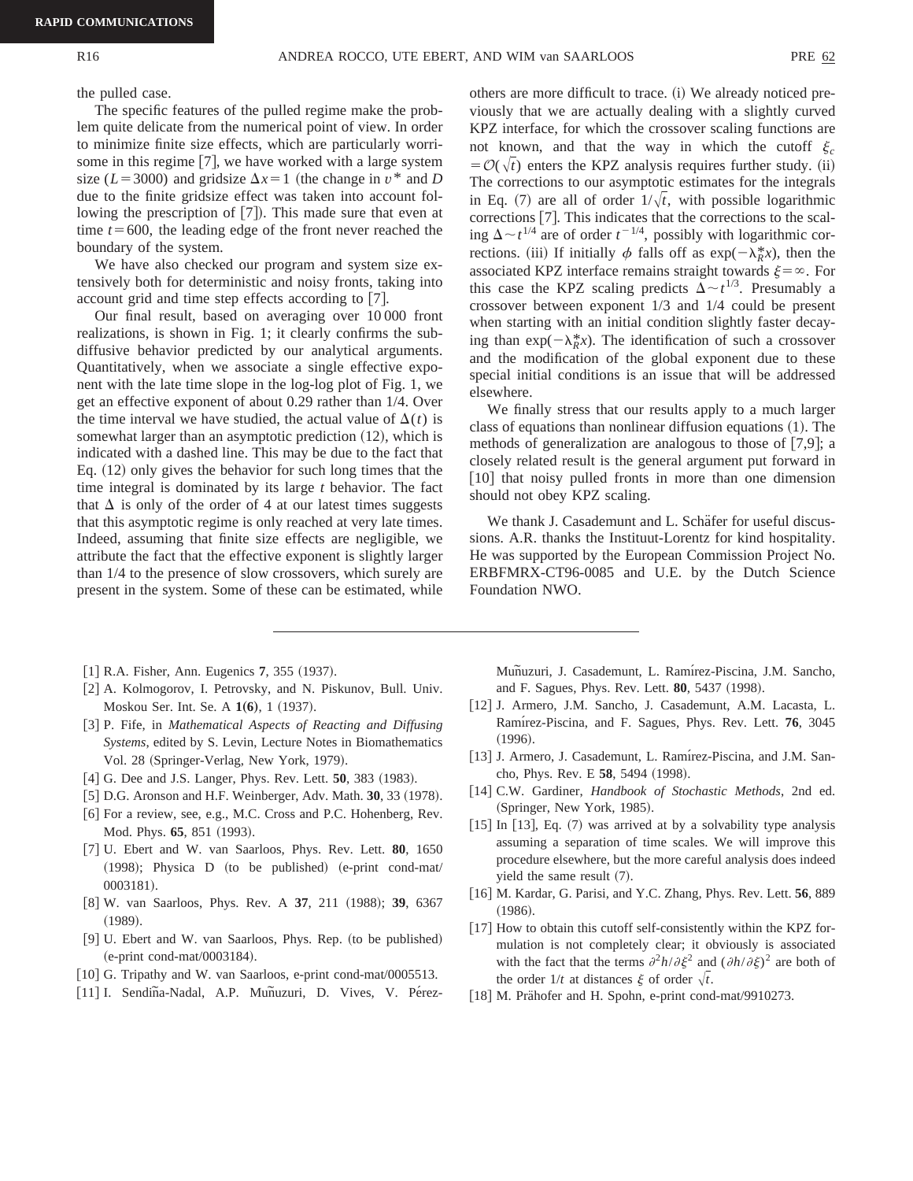the pulled case.

The specific features of the pulled regime make the problem quite delicate from the numerical point of view. In order to minimize finite size effects, which are particularly worrisome in this regime [7], we have worked with a large system size ($L=3000$) and gridsize $\Delta x=1$ (the change in $v^*$ and $D$ due to the finite gridsize effect was taken into account following the prescription of [7]). This made sure that even at time $t=600$, the leading edge of the front never reached the boundary of the system.

We have also checked our program and system size extensively both for deterministic and noisy fronts, taking into account grid and time step effects according to [7].

Our final result, based on averaging over 10 000 front realizations, is shown in Fig. 1; it clearly confirms the subdiffusive behavior predicted by our analytical arguments. Quantitatively, when we associate a single effective exponent with the late time slope in the log-log plot of Fig. 1, we get an effective exponent of about 0.29 rather than 1/4. Over the time interval we have studied, the actual value of $\Delta(t)$ is somewhat larger than an asymptotic prediction (12), which is indicated with a dashed line. This may be due to the fact that Eq. (12) only gives the behavior for such long times that the time integral is dominated by its large $t$ behavior. The fact that $\Delta$ is only of the order of 4 at our latest times suggests that this asymptotic regime is only reached at very late times. Indeed, assuming that finite size effects are negligible, we attribute the fact that the effective exponent is slightly larger than 1/4 to the presence of slow crossovers, which surely are present in the system. Some of these can be estimated, while others are more difficult to trace. (i) We already noticed previously that we are actually dealing with a slightly curved KPZ interface, for which the crossover scaling functions are not known, and that the way in which the cutoff $\xi_c = \mathcal{O}(\sqrt{t})$ enters the KPZ analysis requires further study. (ii) The corrections to our asymptotic estimates for the integrals in Eq. (7) are all of order $1/\sqrt{t}$, with possible logarithmic corrections [7]. This indicates that the corrections to the scaling $\Delta \sim t^{1/4}$ are of order $t^{-1/4}$, possibly with logarithmic corrections. (iii) If initially $\phi$ falls off as $\exp(-\lambda_R^* x)$, then the associated KPZ interface remains straight towards $\xi=\infty$. For this case the KPZ scaling predicts $\Delta \sim t^{1/3}$. Presumably a crossover between exponent 1/3 and 1/4 could be present when starting with an initial condition slightly faster decaying than $\exp(-\lambda_R^* x)$. The identification of such a crossover and the modification of the global exponent due to these special initial conditions is an issue that will be addressed elsewhere.

We finally stress that our results apply to a much larger class of equations than nonlinear diffusion equations (1). The methods of generalization are analogous to those of [7,9]; a closely related result is the general argument put forward in [10] that noisy pulled fronts in more than one dimension should not obey KPZ scaling.

We thank J. Casademunt and L. Schäfer for useful discussions. A.R. thanks the Instituut-Lorentz for kind hospitality. He was supported by the European Commission Project No. ERBFMRX-CT96-0085 and U.E. by the Dutch Science Foundation NWO.

---

[1] R.A. Fisher, Ann. Eugenics **7**, 355 (1937).

[2] A. Kolmogorov, I. Petrovsky, and N. Piskunov, Bull. Univ. Moskou Ser. Int. Se. A **1(6)**, 1 (1937).

[3] P. Fife, in *Mathematical Aspects of Reacting and Diffusing Systems*, edited by S. Levin, Lecture Notes in Biomathematics Vol. 28 (Springer-Verlag, New York, 1979).

[4] G. Dee and J.S. Langer, Phys. Rev. Lett. **50**, 383 (1983).

[5] D.G. Aronson and H.F. Weinberger, Adv. Math. **30**, 33 (1978).

[6] For a review, see, e.g., M.C. Cross and P.C. Hohenberg, Rev. Mod. Phys. **65**, 851 (1993).

[7] U. Ebert and W. van Saarloos, Phys. Rev. Lett. **80**, 1650 (1998); Physica D (to be published) (e-print cond-mat/0003181).

[8] W. van Saarloos, Phys. Rev. A **37**, 211 (1988); **39**, 6367 (1989).

[9] U. Ebert and W. van Saarloos, Phys. Rep. (to be published) (e-print cond-mat/0003184).

[10] G. Tripathy and W. van Saarloos, e-print cond-mat/0005513.

[11] I. Sendiña-Nadal, A.P. Muñuzuri, D. Vives, V. Pérez-Muñuzuri, J. Casademunt, L. Ramírez-Piscina, J.M. Sancho, and F. Sagues, Phys. Rev. Lett. **80**, 5437 (1998).

[12] J. Armero, J.M. Sancho, J. Casademunt, A.M. Lacasta, L. Ramírez-Piscina, and F. Sagues, Phys. Rev. Lett. **76**, 3045 (1996).

[13] J. Armero, J. Casademunt, L. Ramírez-Piscina, and J.M. Sancho, Phys. Rev. E **58**, 5494 (1998).

[14] C.W. Gardiner, *Handbook of Stochastic Methods*, 2nd ed. (Springer, New York, 1985).

[15] In [13], Eq. (7) was arrived at by a solvability type analysis assuming a separation of time scales. We will improve this procedure elsewhere, but the more careful analysis does indeed yield the same result (7).

[16] M. Kardar, G. Parisi, and Y.C. Zhang, Phys. Rev. Lett. **56**, 889 (1986).

[17] How to obtain this cutoff self-consistently within the KPZ formulation is not completely clear; it obviously is associated with the fact that the terms $\partial^2 h/\partial \xi^2$ and $(\partial h/\partial \xi)^2$ are both of the order $1/t$ at distances $\xi$ of order $\sqrt{t}$.

[18] M. Prähofer and H. Spohn, e-print cond-mat/9910273.